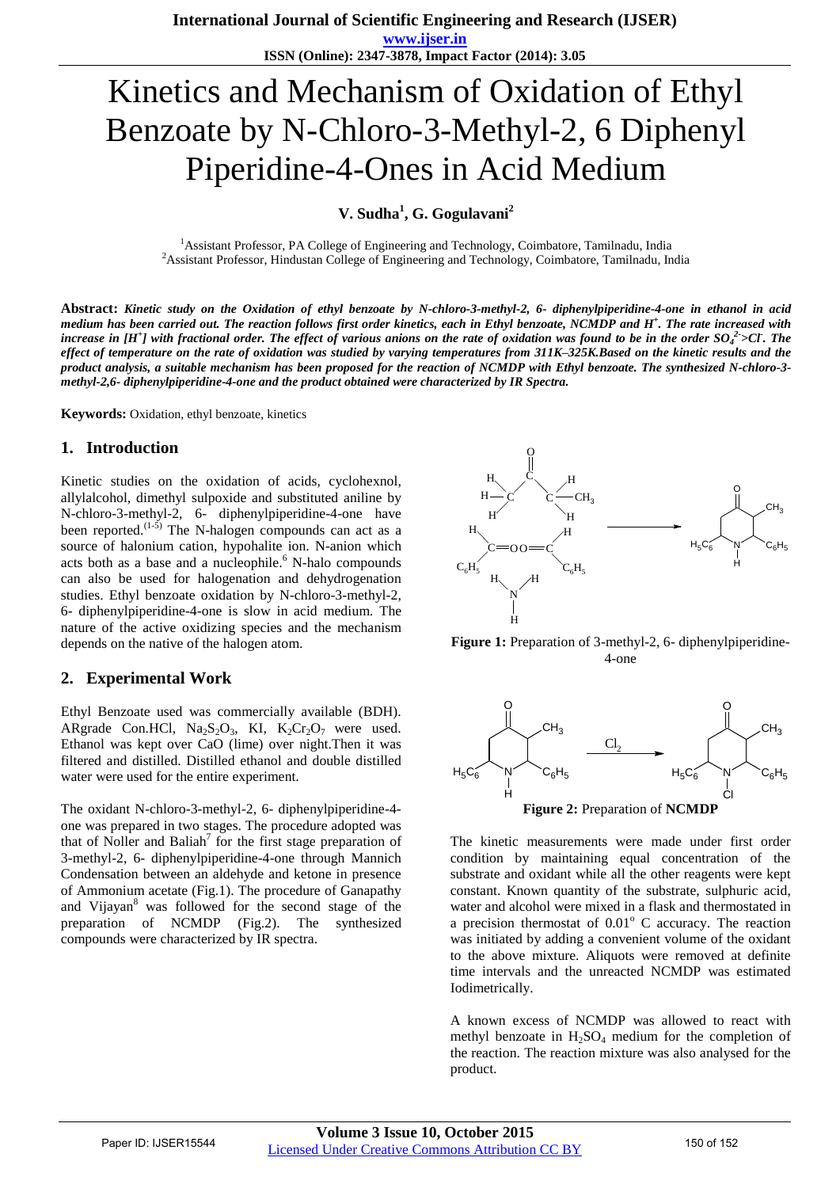# Kinetics and Mechanism of Oxidation of Ethyl Benzoate by N-Chloro-3-Methyl-2, 6 Diphenyl Piperidine-4-Ones in Acid Medium

**V. Sudha[1], G. Gogulavani[2]**

[1]Assistant Professor, PA College of Engineering and Technology, Coimbatore, Tamilnadu, India
[2]Assistant Professor, Hindustan College of Engineering and Technology, Coimbatore, Tamilnadu, India

**Abstract:** ***Kinetic study on the Oxidation of ethyl benzoate by N-chloro-3-methyl-2, 6- diphenylpiperidine-4-one in ethanol in acid medium has been carried out. The reaction follows first order kinetics, each in Ethyl benzoate, NCMDP and $H^+$. The rate increased with increase in $[H^+]$ with fractional order. The effect of various anions on the rate of oxidation was found to be in the order $SO_4^{2-}>Cl^-$. The effect of temperature on the rate of oxidation was studied by varying temperatures from 311K–325K.Based on the kinetic results and the product analysis, a suitable mechanism has been proposed for the reaction of NCMDP with Ethyl benzoate. The synthesized N-chloro-3-methyl-2,6- diphenylpiperidine-4-one and the product obtained were characterized by IR Spectra.***

**Keywords:** Oxidation, ethyl benzoate, kinetics

## 1. Introduction

Kinetic studies on the oxidation of acids, cyclohexnol, allylalcohol, dimethyl sulpoxide and substituted aniline by N-chloro-3-methyl-2, 6- diphenylpiperidine-4-one have been reported.[1-5] The N-halogen compounds can act as a source of halonium cation, hypohalite ion. N-anion which acts both as a base and a nucleophile.[6] N-halo compounds can also be used for halogenation and dehydrogenation studies. Ethyl benzoate oxidation by N-chloro-3-methyl-2, 6- diphenylpiperidine-4-one is slow in acid medium. The nature of the active oxidizing species and the mechanism depends on the native of the halogen atom.

## 2. Experimental Work

Ethyl Benzoate used was commercially available (BDH). ARgrade Con.HCl, $Na_2S_2O_3$, KI, $K_2Cr_2O_7$ were used. Ethanol was kept over CaO (lime) over night.Then it was filtered and distilled. Distilled ethanol and double distilled water were used for the entire experiment.

The oxidant N-chloro-3-methyl-2, 6- diphenylpiperidine-4-one was prepared in two stages. The procedure adopted was that of Noller and Baliah[7] for the first stage preparation of 3-methyl-2, 6- diphenylpiperidine-4-one through Mannich Condensation between an aldehyde and ketone in presence of Ammonium acetate (Fig.1). The procedure of Ganapathy and Vijayan[8] was followed for the second stage of the preparation of NCMDP (Fig.2). The synthesized compounds were characterized by IR spectra.

**Figure 1:** Preparation of 3-methyl-2, 6- diphenylpiperidine-4-one

**Figure 2:** Preparation of **NCMDP**

The kinetic measurements were made under first order condition by maintaining equal concentration of the substrate and oxidant while all the other reagents were kept constant. Known quantity of the substrate, sulphuric acid, water and alcohol were mixed in a flask and thermostated in a precision thermostat of $0.01^o$ C accuracy. The reaction was initiated by adding a convenient volume of the oxidant to the above mixture. Aliquots were removed at definite time intervals and the unreacted NCMDP was estimated Iodimetrically.

A known excess of NCMDP was allowed to react with methyl benzoate in $H_2SO_4$ medium for the completion of the reaction. The reaction mixture was also analysed for the product.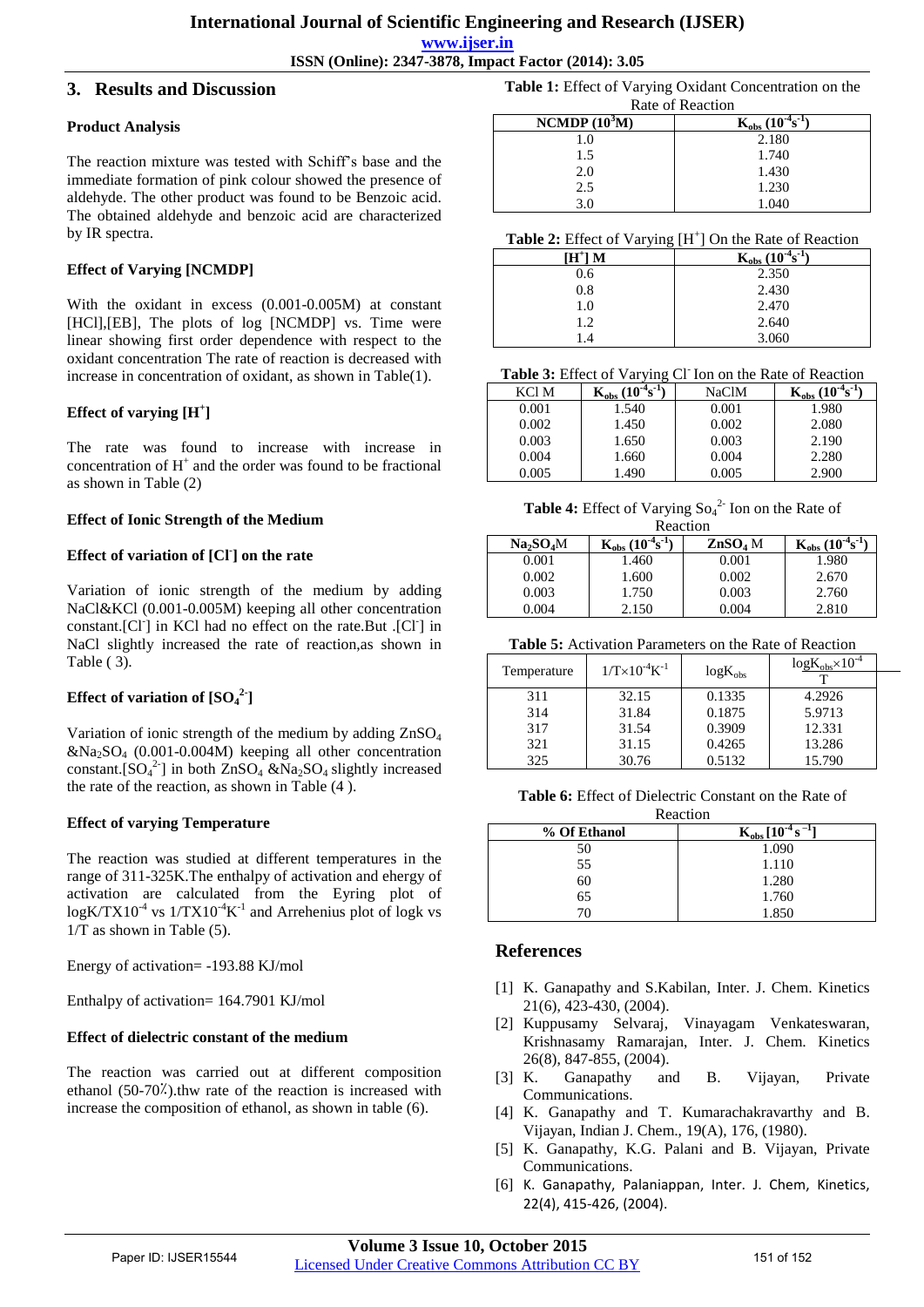## 3. Results and Discussion

### Product Analysis

The reaction mixture was tested with Schiff's base and the immediate formation of pink colour showed the presence of aldehyde. The other product was found to be Benzoic acid. The obtained aldehyde and benzoic acid are characterized by IR spectra.

### Effect of Varying [NCMDP]

With the oxidant in excess (0.001-0.005M) at constant [HCl],[EB], The plots of log [NCMDP] vs. Time were linear showing first order dependence with respect to the oxidant concentration The rate of reaction is decreased with increase in concentration of oxidant, as shown in Table(1).

### Effect of varying $[H^+]$

The rate was found to increase with increase in concentration of $H^+$ and the order was found to be fractional as shown in Table (2)

### Effect of Ionic Strength of the Medium

### Effect of variation of $[Cl^-]$ on the rate

Variation of ionic strength of the medium by adding NaCl&KCl (0.001-0.005M) keeping all other concentration constant.$[Cl^-]$ in KCl had no effect on the rate.But .$[Cl^-]$ in NaCl slightly increased the rate of reaction,as shown in Table ( 3).

### Effect of variation of $[SO_4^{2-}]$

Variation of ionic strength of the medium by adding $ZnSO_4$ &$Na_2SO_4$ (0.001-0.004M) keeping all other concentration constant.$[SO_4^{2-}]$ in both $ZnSO_4$ &$Na_2SO_4$ slightly increased the rate of the reaction, as shown in Table (4 ).

### Effect of varying Temperature

The reaction was studied at different temperatures in the range of 311-325K.The enthalpy of activation and ehergy of activation are calculated from the Eyring plot of $\log K/TX10^{-4}$ vs $1/TX10^{-4}K^{-1}$ and Arrehenius plot of logk vs 1/T as shown in Table (5).

Energy of activation= -193.88 KJ/mol

Enthalpy of activation= 164.7901 KJ/mol

### Effect of dielectric constant of the medium

The reaction was carried out at different composition ethanol (50-70٪).thw rate of the reaction is increased with increase the composition of ethanol, as shown in table (6).

**Table 1:** Effect of Varying Oxidant Concentration on the Rate of Reaction

| NCMDP ($10^3$M) | $K_{obs}$ ($10^{-4}s^{-1}$) |
|---|---|
| 1.0 | 2.180 |
| 1.5 | 1.740 |
| 2.0 | 1.430 |
| 2.5 | 1.230 |
| 3.0 | 1.040 |

**Table 2:** Effect of Varying $[H^+]$ On the Rate of Reaction

| $[H^+]$ M | $K_{obs}$ ($10^{-4}s^{-1}$) |
|---|---|
| 0.6 | 2.350 |
| 0.8 | 2.430 |
| 1.0 | 2.470 |
| 1.2 | 2.640 |
| 1.4 | 3.060 |

**Table 3:** Effect of Varying $Cl^-$ Ion on the Rate of Reaction

| KCl M | $K_{obs}$ ($10^{-4}s^{-1}$) | NaClM | $K_{obs}$ ($10^{-4}s^{-1}$) |
|---|---|---|---|
| 0.001 | 1.540 | 0.001 | 1.980 |
| 0.002 | 1.450 | 0.002 | 2.080 |
| 0.003 | 1.650 | 0.003 | 2.190 |
| 0.004 | 1.660 | 0.004 | 2.280 |
| 0.005 | 1.490 | 0.005 | 2.900 |

**Table 4:** Effect of Varying $So_4^{2-}$ Ion on the Rate of Reaction

| $Na_2SO_4$M | $K_{obs}$ ($10^{-4}s^{-1}$) | $ZnSO_4$ M | $K_{obs}$ ($10^{-4}s^{-1}$) |
|---|---|---|---|
| 0.001 | 1.460 | 0.001 | 1.980 |
| 0.002 | 1.600 | 0.002 | 2.670 |
| 0.003 | 1.750 | 0.003 | 2.760 |
| 0.004 | 2.150 | 0.004 | 2.810 |

**Table 5:** Activation Parameters on the Rate of Reaction

| Temperature | $1/T\times10^{-4}K^{-1}$ | $\log K_{obs}$ | $\frac{\log K_{obs}\times10^{-4}}{T}$ |
|---|---|---|---|
| 311 | 32.15 | 0.1335 | 4.2926 |
| 314 | 31.84 | 0.1875 | 5.9713 |
| 317 | 31.54 | 0.3909 | 12.331 |
| 321 | 31.15 | 0.4265 | 13.286 |
| 325 | 30.76 | 0.5132 | 15.790 |

**Table 6:** Effect of Dielectric Constant on the Rate of Reaction

| % Of Ethanol | $K_{obs}$ [$10^{-4}s^{-1}$] |
|---|---|
| 50 | 1.090 |
| 55 | 1.110 |
| 60 | 1.280 |
| 65 | 1.760 |
| 70 | 1.850 |

## References

[1] K. Ganapathy and S.Kabilan, Inter. J. Chem. Kinetics 21(6), 423-430, (2004).

[2] Kuppusamy Selvaraj, Vinayagam Venkateswaran, Krishnasamy Ramarajan, Inter. J. Chem. Kinetics 26(8), 847-855, (2004).

[3] K. Ganapathy and B. Vijayan, Private Communications.

[4] K. Ganapathy and T. Kumarachakravarthy and B. Vijayan, Indian J. Chem., 19(A), 176, (1980).

[5] K. Ganapathy, K.G. Palani and B. Vijayan, Private Communications.

[6] K. Ganapathy, Palaniappan, Inter. J. Chem, Kinetics, 22(4), 415-426, (2004).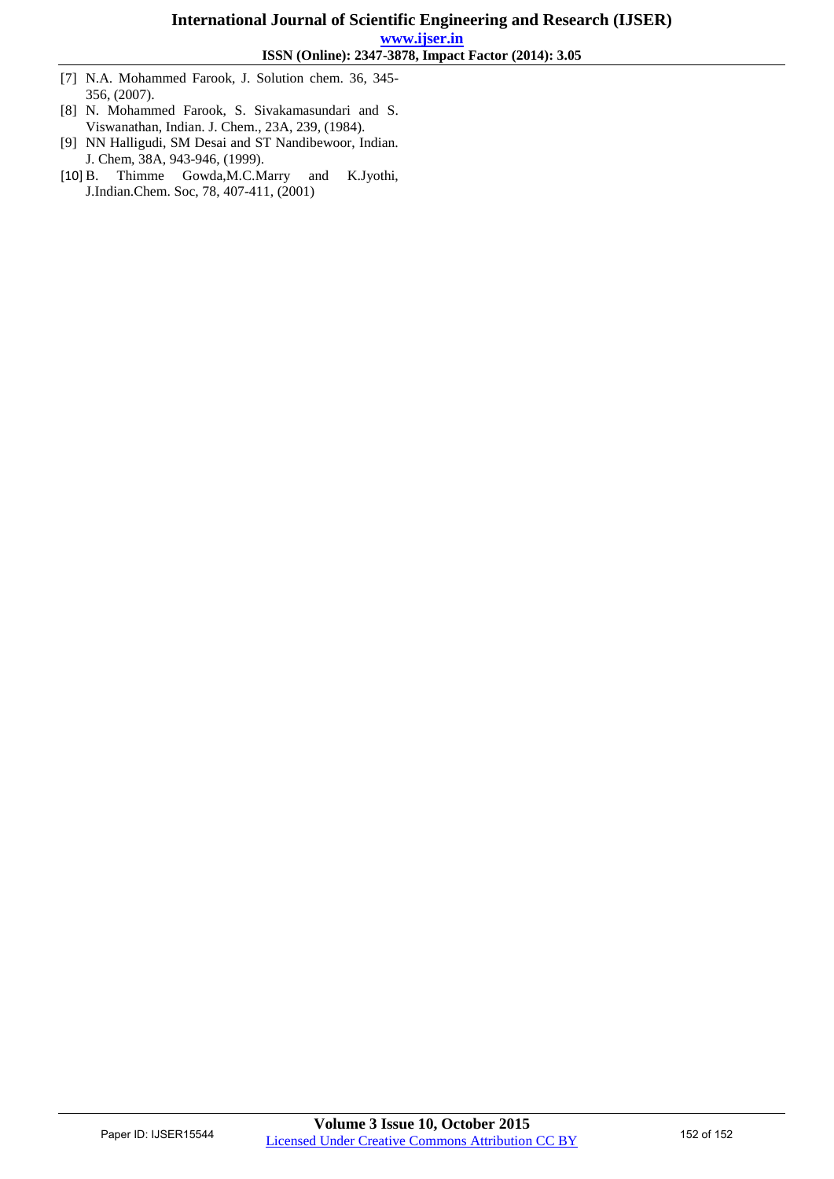[7] N.A. Mohammed Farook, J. Solution chem. 36, 345-356, (2007).

[8] N. Mohammed Farook, S. Sivakamasundari and S. Viswanathan, Indian. J. Chem., 23A, 239, (1984).

[9] NN Halligudi, SM Desai and ST Nandibewoor, Indian. J. Chem, 38A, 943-946, (1999).

[10] B. Thimme Gowda,M.C.Marry and K.Jyothi, J.Indian.Chem. Soc, 78, 407-411, (2001)